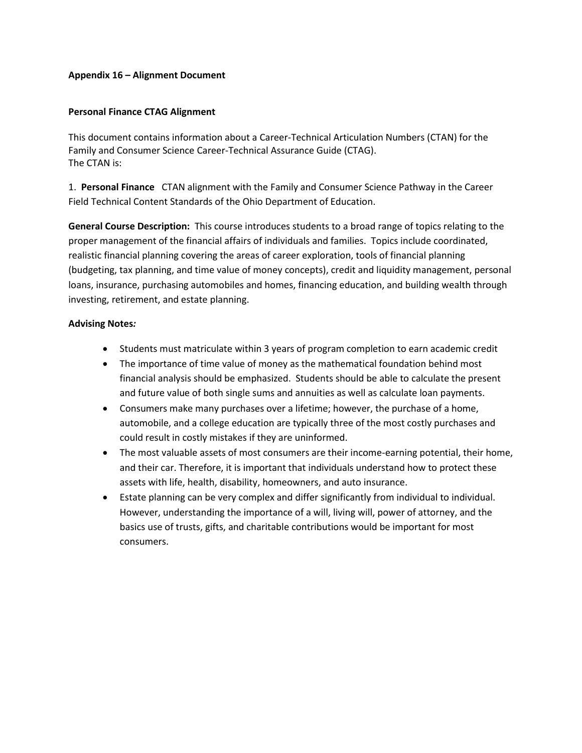**Appendix 16 – Alignment Document**

**Personal Finance CTAG Alignment**

This document contains information about a Career-Technical Articulation Numbers (CTAN) for the Family and Consumer Science Career-Technical Assurance Guide (CTAG).
The CTAN is:

1. **Personal Finance** CTAN alignment with the Family and Consumer Science Pathway in the Career Field Technical Content Standards of the Ohio Department of Education.

**General Course Description:** This course introduces students to a broad range of topics relating to the proper management of the financial affairs of individuals and families. Topics include coordinated, realistic financial planning covering the areas of career exploration, tools of financial planning (budgeting, tax planning, and time value of money concepts), credit and liquidity management, personal loans, insurance, purchasing automobiles and homes, financing education, and building wealth through investing, retirement, and estate planning.

**Advising Notes*:***

- Students must matriculate within 3 years of program completion to earn academic credit
- The importance of time value of money as the mathematical foundation behind most financial analysis should be emphasized. Students should be able to calculate the present and future value of both single sums and annuities as well as calculate loan payments.
- Consumers make many purchases over a lifetime; however, the purchase of a home, automobile, and a college education are typically three of the most costly purchases and could result in costly mistakes if they are uninformed.
- The most valuable assets of most consumers are their income-earning potential, their home, and their car. Therefore, it is important that individuals understand how to protect these assets with life, health, disability, homeowners, and auto insurance.
- Estate planning can be very complex and differ significantly from individual to individual. However, understanding the importance of a will, living will, power of attorney, and the basics use of trusts, gifts, and charitable contributions would be important for most consumers.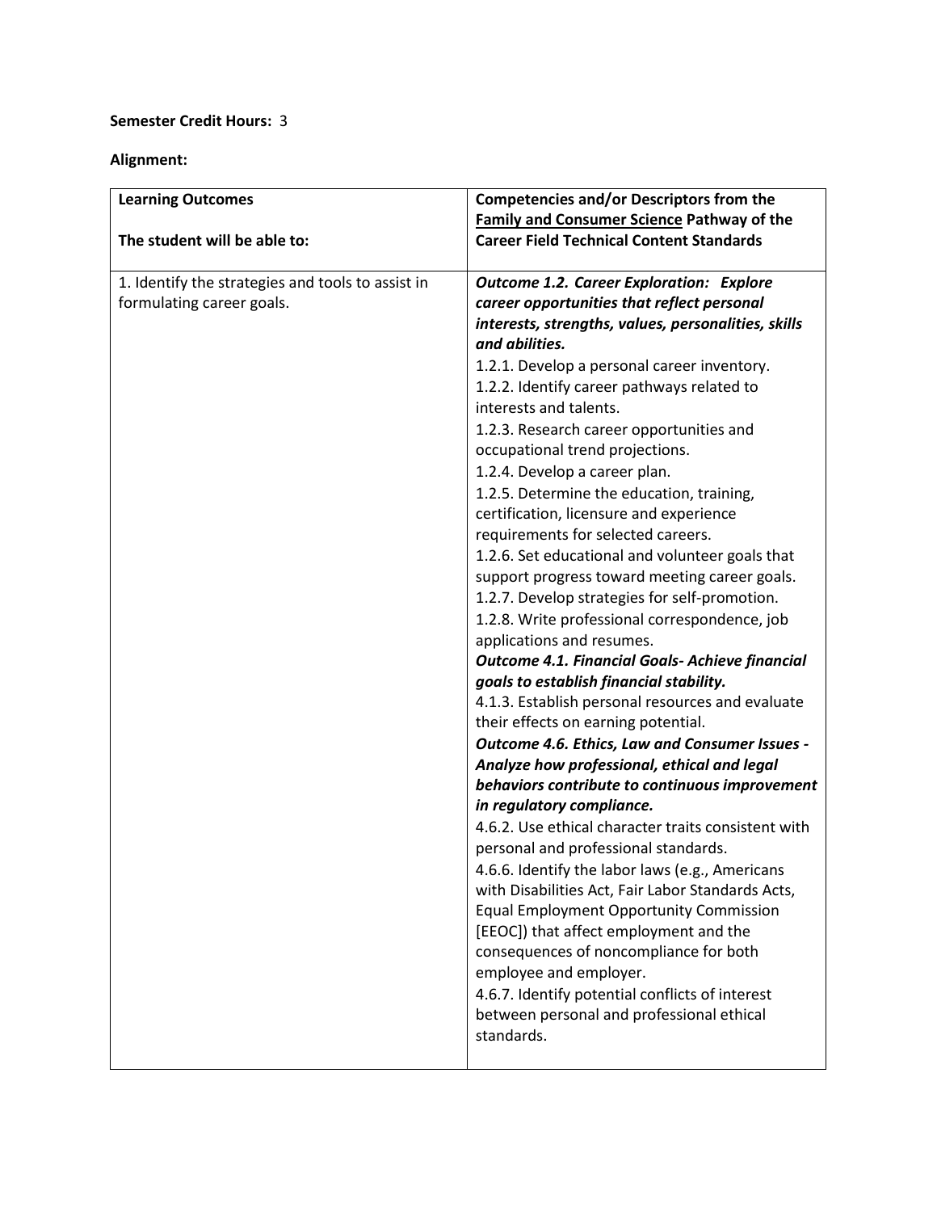**Semester Credit Hours:** 3

**Alignment:**

| **Learning Outcomes**<br><br>**The student will be able to:** | **Competencies and/or Descriptors from the <u>Family and Consumer Science</u> Pathway of the Career Field Technical Content Standards** |
|---|---|
| 1. Identify the strategies and tools to assist in formulating career goals. | ***Outcome 1.2. Career Exploration: Explore career opportunities that reflect personal interests, strengths, values, personalities, skills and abilities.***<br>1.2.1. Develop a personal career inventory.<br>1.2.2. Identify career pathways related to interests and talents.<br>1.2.3. Research career opportunities and occupational trend projections.<br>1.2.4. Develop a career plan.<br>1.2.5. Determine the education, training, certification, licensure and experience requirements for selected careers.<br>1.2.6. Set educational and volunteer goals that support progress toward meeting career goals.<br>1.2.7. Develop strategies for self-promotion.<br>1.2.8. Write professional correspondence, job applications and resumes.<br>***Outcome 4.1. Financial Goals- Achieve financial goals to establish financial stability.***<br>4.1.3. Establish personal resources and evaluate their effects on earning potential.<br>***Outcome 4.6. Ethics, Law and Consumer Issues - Analyze how professional, ethical and legal behaviors contribute to continuous improvement in regulatory compliance.***<br>4.6.2. Use ethical character traits consistent with personal and professional standards.<br>4.6.6. Identify the labor laws (e.g., Americans with Disabilities Act, Fair Labor Standards Acts, Equal Employment Opportunity Commission [EEOC]) that affect employment and the consequences of noncompliance for both employee and employer.<br>4.6.7. Identify potential conflicts of interest between personal and professional ethical standards. |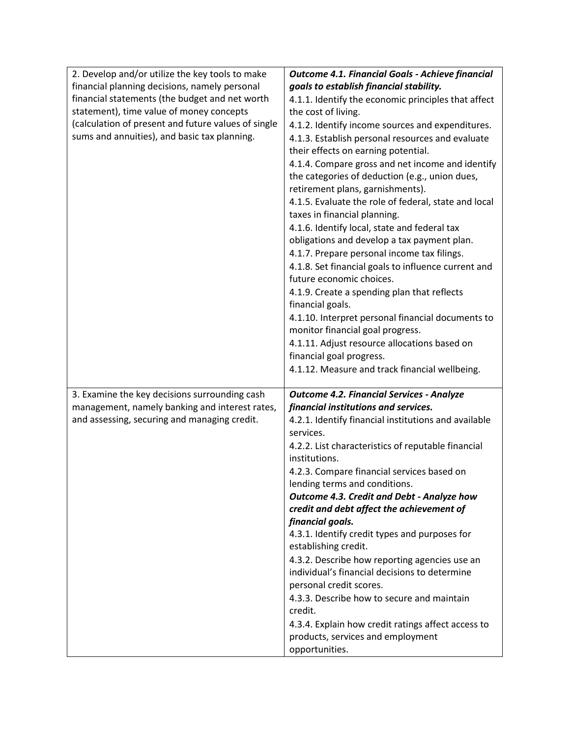| | |
|---|---|
| 2. Develop and/or utilize the key tools to make financial planning decisions, namely personal financial statements (the budget and net worth statement), time value of money concepts (calculation of present and future values of single sums and annuities), and basic tax planning. | ***Outcome 4.1. Financial Goals - Achieve financial goals to establish financial stability.***<br>4.1.1. Identify the economic principles that affect the cost of living.<br>4.1.2. Identify income sources and expenditures.<br>4.1.3. Establish personal resources and evaluate their effects on earning potential.<br>4.1.4. Compare gross and net income and identify the categories of deduction (e.g., union dues, retirement plans, garnishments).<br>4.1.5. Evaluate the role of federal, state and local taxes in financial planning.<br>4.1.6. Identify local, state and federal tax obligations and develop a tax payment plan.<br>4.1.7. Prepare personal income tax filings.<br>4.1.8. Set financial goals to influence current and future economic choices.<br>4.1.9. Create a spending plan that reflects financial goals.<br>4.1.10. Interpret personal financial documents to monitor financial goal progress.<br>4.1.11. Adjust resource allocations based on financial goal progress.<br>4.1.12. Measure and track financial wellbeing. |
| 3. Examine the key decisions surrounding cash management, namely banking and interest rates, and assessing, securing and managing credit. | ***Outcome 4.2. Financial Services - Analyze financial institutions and services.***<br>4.2.1. Identify financial institutions and available services.<br>4.2.2. List characteristics of reputable financial institutions.<br>4.2.3. Compare financial services based on lending terms and conditions.<br>***Outcome 4.3. Credit and Debt - Analyze how credit and debt affect the achievement of financial goals.***<br>4.3.1. Identify credit types and purposes for establishing credit.<br>4.3.2. Describe how reporting agencies use an individual's financial decisions to determine personal credit scores.<br>4.3.3. Describe how to secure and maintain credit.<br>4.3.4. Explain how credit ratings affect access to products, services and employment opportunities. |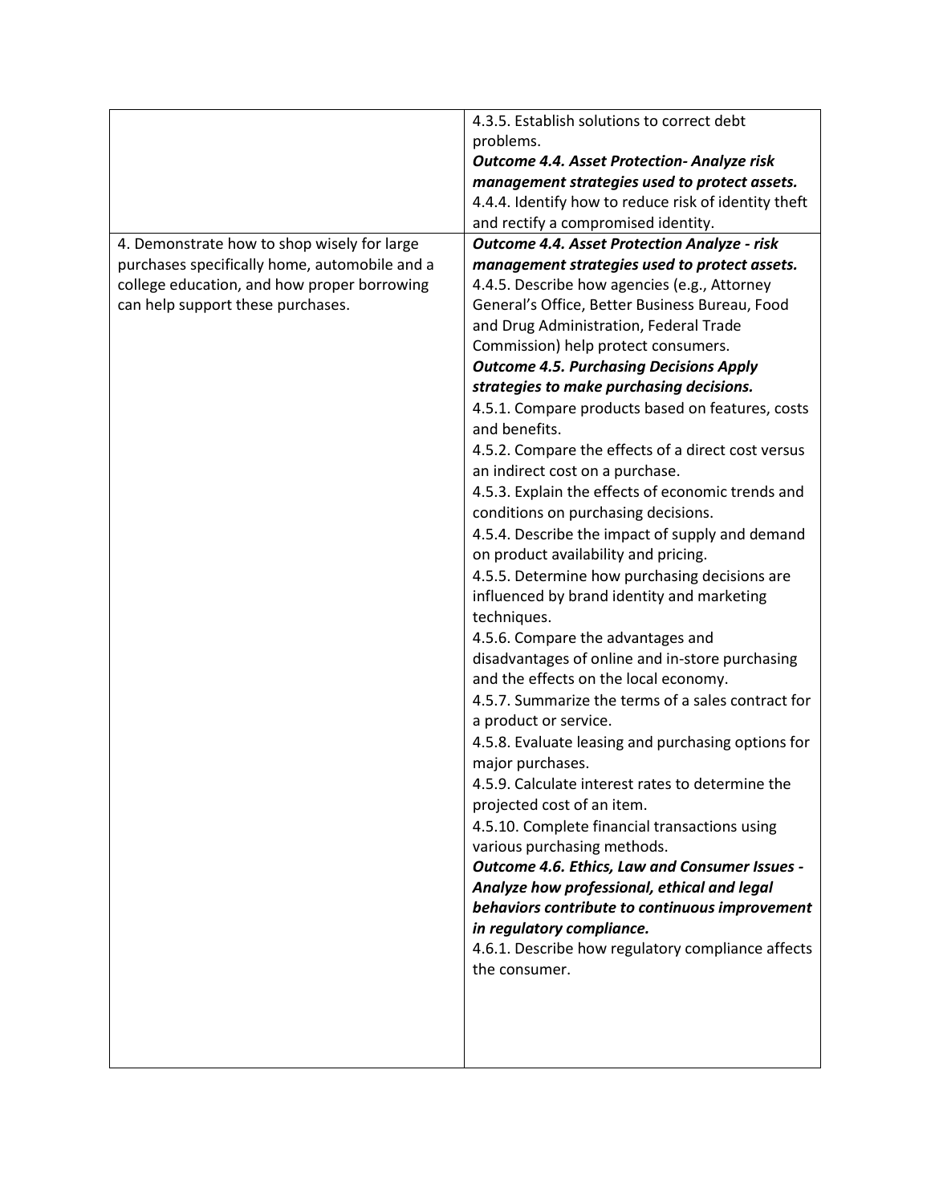|  |  |
|---|---|
|  | 4.3.5. Establish solutions to correct debt problems.<br>***Outcome 4.4. Asset Protection- Analyze risk management strategies used to protect assets.***<br>4.4.4. Identify how to reduce risk of identity theft and rectify a compromised identity. |
| 4. Demonstrate how to shop wisely for large purchases specifically home, automobile and a college education, and how proper borrowing can help support these purchases. | ***Outcome 4.4. Asset Protection Analyze - risk management strategies used to protect assets.***<br>4.4.5. Describe how agencies (e.g., Attorney General's Office, Better Business Bureau, Food and Drug Administration, Federal Trade Commission) help protect consumers.<br>***Outcome 4.5. Purchasing Decisions Apply strategies to make purchasing decisions.***<br>4.5.1. Compare products based on features, costs and benefits.<br>4.5.2. Compare the effects of a direct cost versus an indirect cost on a purchase.<br>4.5.3. Explain the effects of economic trends and conditions on purchasing decisions.<br>4.5.4. Describe the impact of supply and demand on product availability and pricing.<br>4.5.5. Determine how purchasing decisions are influenced by brand identity and marketing techniques.<br>4.5.6. Compare the advantages and disadvantages of online and in-store purchasing and the effects on the local economy.<br>4.5.7. Summarize the terms of a sales contract for a product or service.<br>4.5.8. Evaluate leasing and purchasing options for major purchases.<br>4.5.9. Calculate interest rates to determine the projected cost of an item.<br>4.5.10. Complete financial transactions using various purchasing methods.<br>***Outcome 4.6. Ethics, Law and Consumer Issues - Analyze how professional, ethical and legal behaviors contribute to continuous improvement in regulatory compliance.***<br>4.6.1. Describe how regulatory compliance affects the consumer. |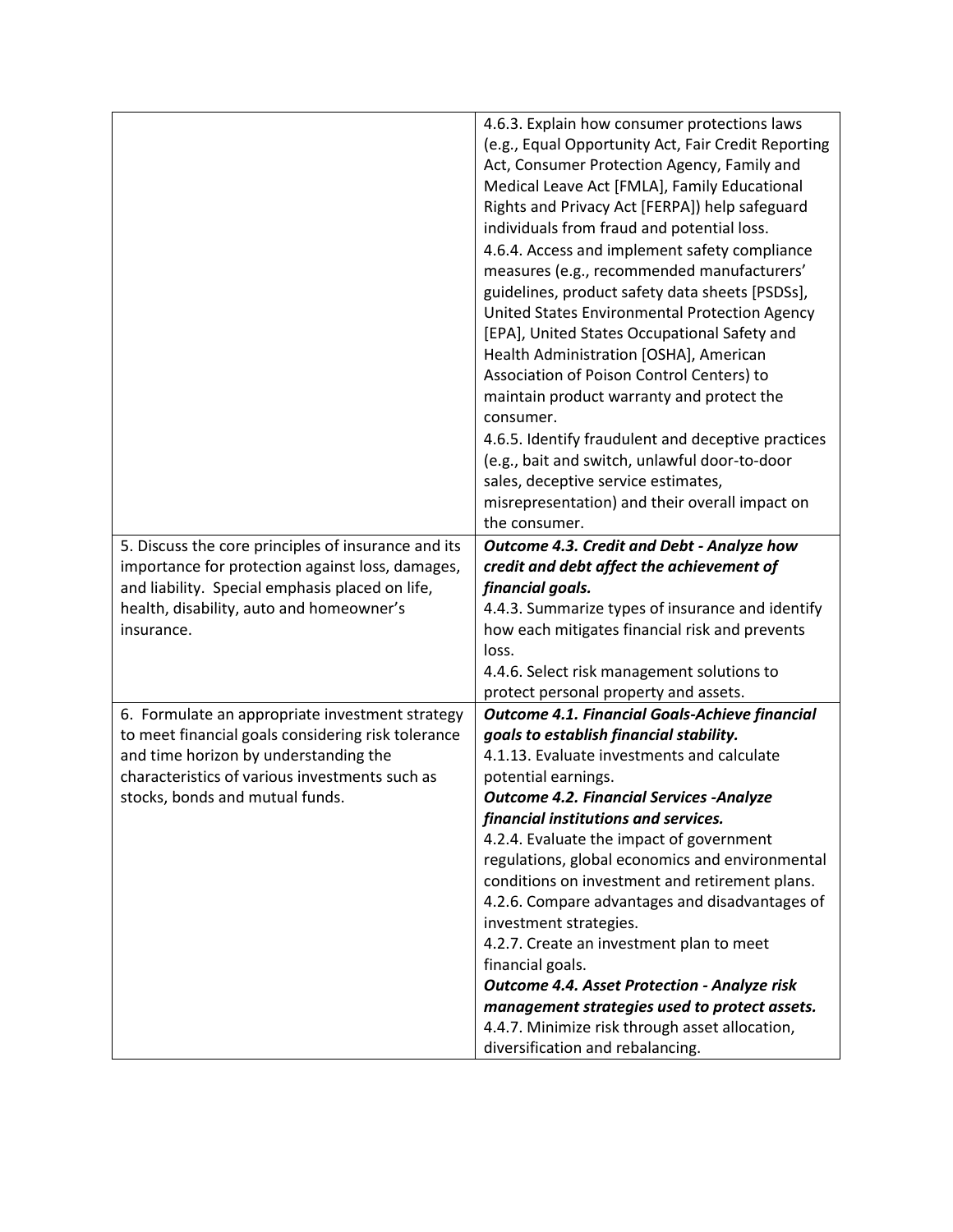| | |
|---|---|
| | 4.6.3. Explain how consumer protections laws (e.g., Equal Opportunity Act, Fair Credit Reporting Act, Consumer Protection Agency, Family and Medical Leave Act [FMLA], Family Educational Rights and Privacy Act [FERPA]) help safeguard individuals from fraud and potential loss.<br>4.6.4. Access and implement safety compliance measures (e.g., recommended manufacturers' guidelines, product safety data sheets [PSDSs], United States Environmental Protection Agency [EPA], United States Occupational Safety and Health Administration [OSHA], American Association of Poison Control Centers) to maintain product warranty and protect the consumer.<br>4.6.5. Identify fraudulent and deceptive practices (e.g., bait and switch, unlawful door-to-door sales, deceptive service estimates, misrepresentation) and their overall impact on the consumer. |
| 5. Discuss the core principles of insurance and its importance for protection against loss, damages, and liability. Special emphasis placed on life, health, disability, auto and homeowner's insurance. | ***Outcome 4.3. Credit and Debt - Analyze how credit and debt affect the achievement of financial goals.***<br>4.4.3. Summarize types of insurance and identify how each mitigates financial risk and prevents loss.<br>4.4.6. Select risk management solutions to protect personal property and assets. |
| 6. Formulate an appropriate investment strategy to meet financial goals considering risk tolerance and time horizon by understanding the characteristics of various investments such as stocks, bonds and mutual funds. | ***Outcome 4.1. Financial Goals-Achieve financial goals to establish financial stability.***<br>4.1.13. Evaluate investments and calculate potential earnings.<br>***Outcome 4.2. Financial Services -Analyze financial institutions and services.***<br>4.2.4. Evaluate the impact of government regulations, global economics and environmental conditions on investment and retirement plans.<br>4.2.6. Compare advantages and disadvantages of investment strategies.<br>4.2.7. Create an investment plan to meet financial goals.<br>***Outcome 4.4. Asset Protection - Analyze risk management strategies used to protect assets.***<br>4.4.7. Minimize risk through asset allocation, diversification and rebalancing. |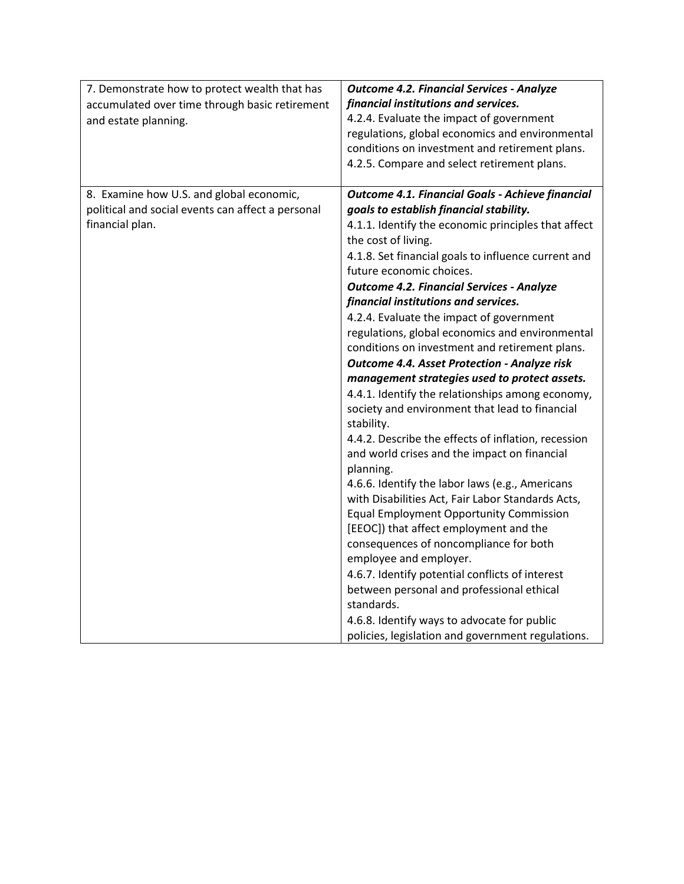| | |
|---|---|
| 7. Demonstrate how to protect wealth that has accumulated over time through basic retirement and estate planning. | ***Outcome 4.2. Financial Services - Analyze financial institutions and services.***<br>4.2.4. Evaluate the impact of government regulations, global economics and environmental conditions on investment and retirement plans.<br>4.2.5. Compare and select retirement plans. |
| 8. Examine how U.S. and global economic, political and social events can affect a personal financial plan. | ***Outcome 4.1. Financial Goals - Achieve financial goals to establish financial stability.***<br>4.1.1. Identify the economic principles that affect the cost of living.<br>4.1.8. Set financial goals to influence current and future economic choices.<br>***Outcome 4.2. Financial Services - Analyze financial institutions and services.***<br>4.2.4. Evaluate the impact of government regulations, global economics and environmental conditions on investment and retirement plans.<br>***Outcome 4.4. Asset Protection - Analyze risk management strategies used to protect assets.***<br>4.4.1. Identify the relationships among economy, society and environment that lead to financial stability.<br>4.4.2. Describe the effects of inflation, recession and world crises and the impact on financial planning.<br>4.6.6. Identify the labor laws (e.g., Americans with Disabilities Act, Fair Labor Standards Acts, Equal Employment Opportunity Commission [EEOC]) that affect employment and the consequences of noncompliance for both employee and employer.<br>4.6.7. Identify potential conflicts of interest between personal and professional ethical standards.<br>4.6.8. Identify ways to advocate for public policies, legislation and government regulations. |